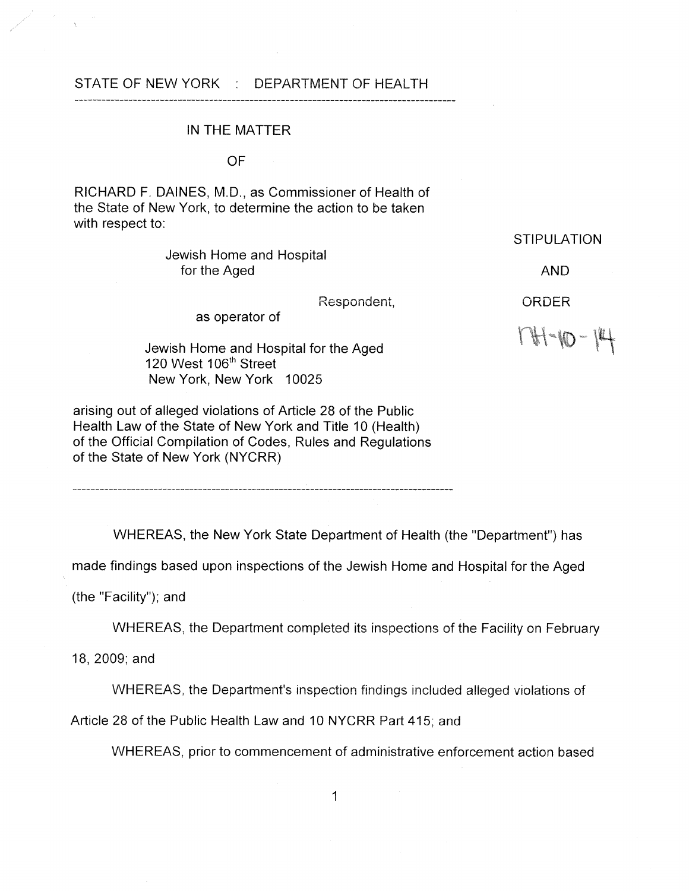STATE OF NEW YORK : DEPARTMENT OF HEALTH

---

IN THE MATTER

OF

RICHARD F. DAINES, M.D., as Commissioner of Health of the State of New York, to determine the action to be taken with respect to:

Jewish Home and Hospital for the Aged

Respondent,

as operator of

Jewish Home and Hospital for the Aged
120 West 106th Street
New York, New York 10025

arising out of alleged violations of Article 28 of the Public Health Law of the State of New York and Title 10 (Health) of the Official Compilation of Codes, Rules and Regulations of the State of New York (NYCRR)

STIPULATION

AND

ORDER

NH-10-14

---

WHEREAS, the New York State Department of Health (the "Department") has made findings based upon inspections of the Jewish Home and Hospital for the Aged (the "Facility"); and

WHEREAS, the Department completed its inspections of the Facility on February 18, 2009; and

WHEREAS, the Department's inspection findings included alleged violations of Article 28 of the Public Health Law and 10 NYCRR Part 415; and

WHEREAS, prior to commencement of administrative enforcement action based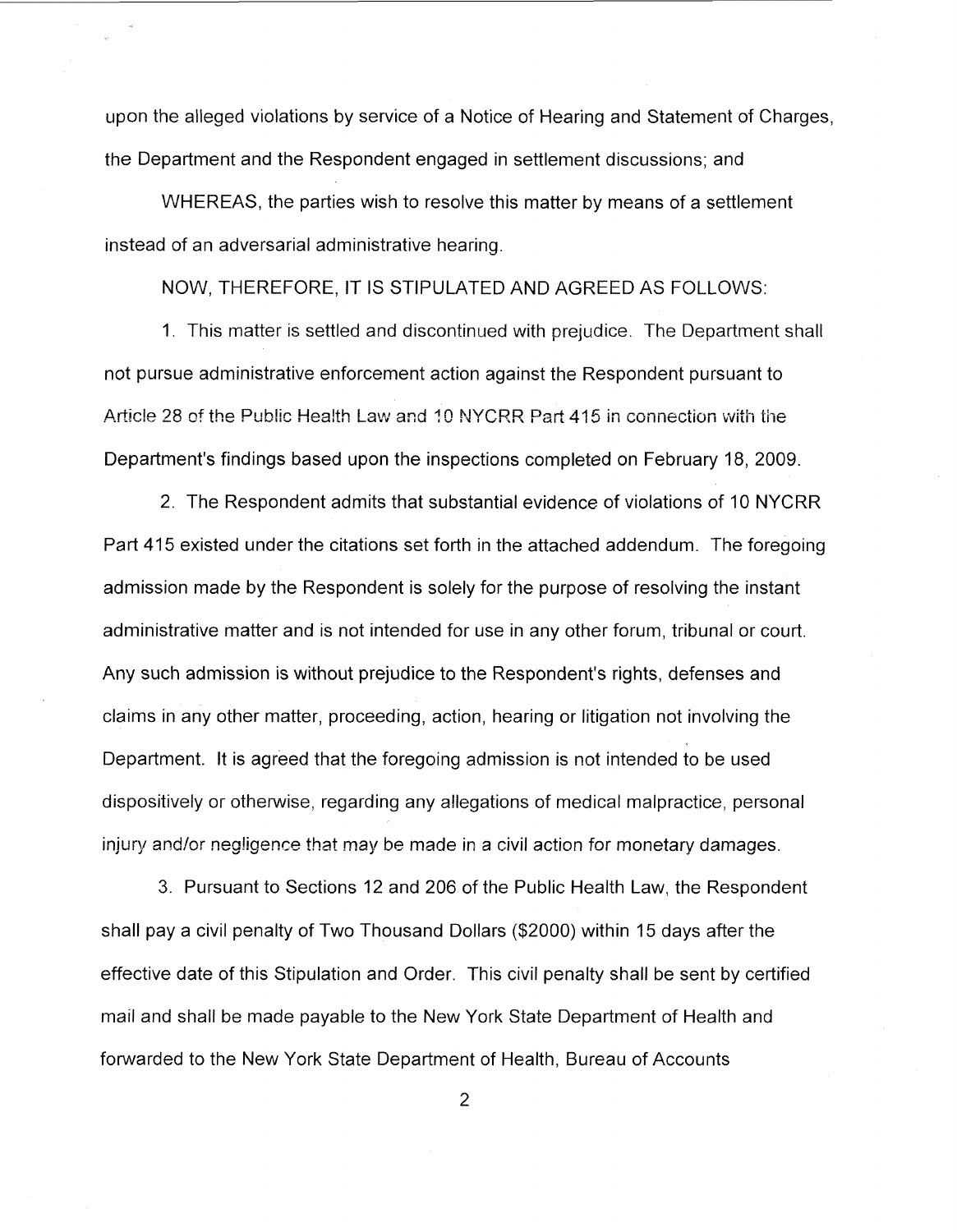upon the alleged violations by service of a Notice of Hearing and Statement of Charges, the Department and the Respondent engaged in settlement discussions; and

WHEREAS, the parties wish to resolve this matter by means of a settlement instead of an adversarial administrative hearing.

NOW, THEREFORE, IT IS STIPULATED AND AGREED AS FOLLOWS:

1. This matter is settled and discontinued with prejudice. The Department shall not pursue administrative enforcement action against the Respondent pursuant to Article 28 of the Public Health Law and 10 NYCRR Part 415 in connection with the Department's findings based upon the inspections completed on February 18, 2009.

2. The Respondent admits that substantial evidence of violations of 10 NYCRR Part 415 existed under the citations set forth in the attached addendum. The foregoing admission made by the Respondent is solely for the purpose of resolving the instant administrative matter and is not intended for use in any other forum, tribunal or court. Any such admission is without prejudice to the Respondent's rights, defenses and claims in any other matter, proceeding, action, hearing or litigation not involving the Department. It is agreed that the foregoing admission is not intended to be used dispositively or otherwise, regarding any allegations of medical malpractice, personal injury and/or negligence that may be made in a civil action for monetary damages.

3. Pursuant to Sections 12 and 206 of the Public Health Law, the Respondent shall pay a civil penalty of Two Thousand Dollars ($2000) within 15 days after the effective date of this Stipulation and Order. This civil penalty shall be sent by certified mail and shall be made payable to the New York State Department of Health and forwarded to the New York State Department of Health, Bureau of Accounts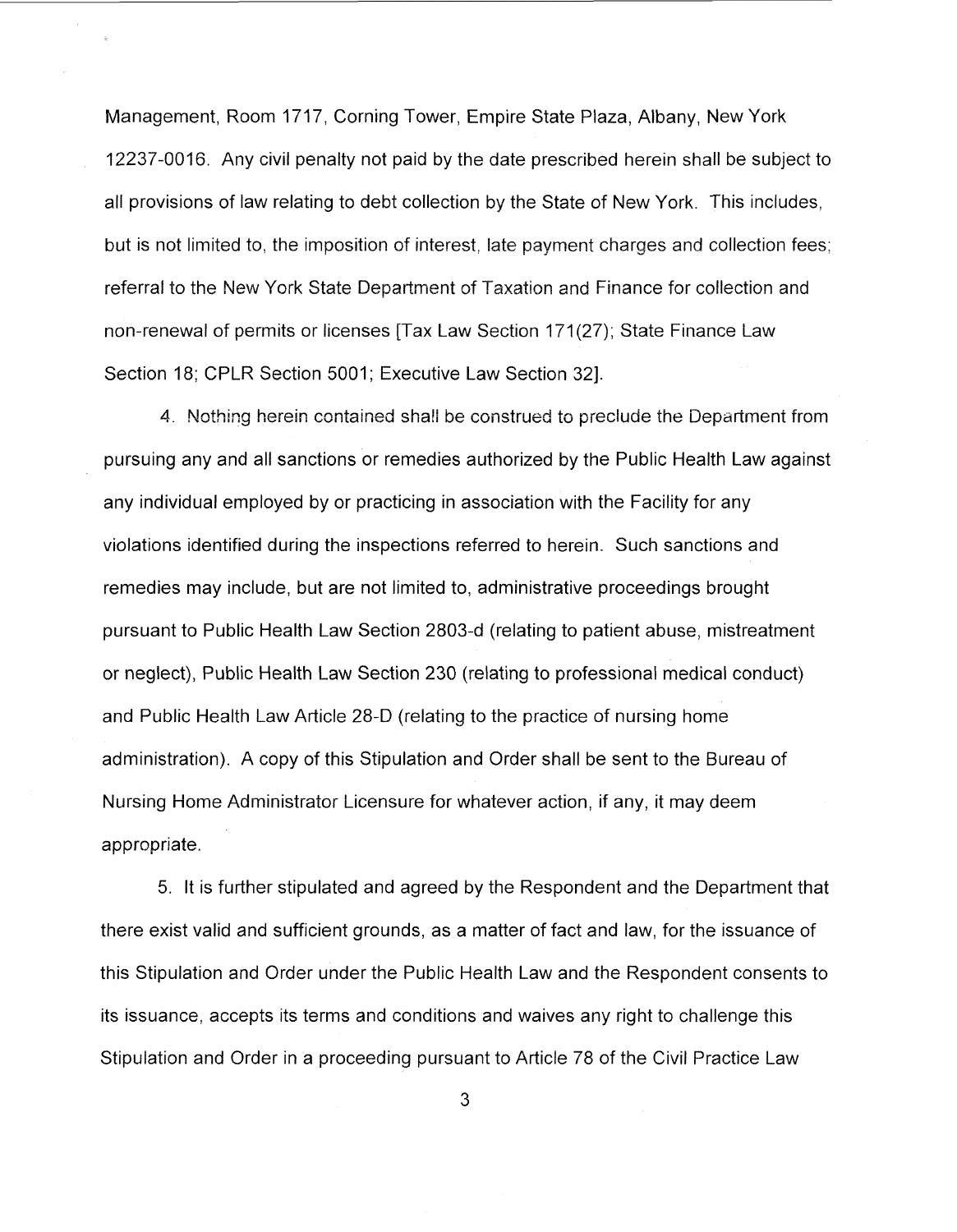Management, Room 1717, Corning Tower, Empire State Plaza, Albany, New York 12237-0016. Any civil penalty not paid by the date prescribed herein shall be subject to all provisions of law relating to debt collection by the State of New York. This includes, but is not limited to, the imposition of interest, late payment charges and collection fees; referral to the New York State Department of Taxation and Finance for collection and non-renewal of permits or licenses [Tax Law Section 171(27); State Finance Law Section 18; CPLR Section 5001; Executive Law Section 32].

4. Nothing herein contained shall be construed to preclude the Department from pursuing any and all sanctions or remedies authorized by the Public Health Law against any individual employed by or practicing in association with the Facility for any violations identified during the inspections referred to herein. Such sanctions and remedies may include, but are not limited to, administrative proceedings brought pursuant to Public Health Law Section 2803-d (relating to patient abuse, mistreatment or neglect), Public Health Law Section 230 (relating to professional medical conduct) and Public Health Law Article 28-D (relating to the practice of nursing home administration). A copy of this Stipulation and Order shall be sent to the Bureau of Nursing Home Administrator Licensure for whatever action, if any, it may deem appropriate.

5. It is further stipulated and agreed by the Respondent and the Department that there exist valid and sufficient grounds, as a matter of fact and law, for the issuance of this Stipulation and Order under the Public Health Law and the Respondent consents to its issuance, accepts its terms and conditions and waives any right to challenge this Stipulation and Order in a proceeding pursuant to Article 78 of the Civil Practice Law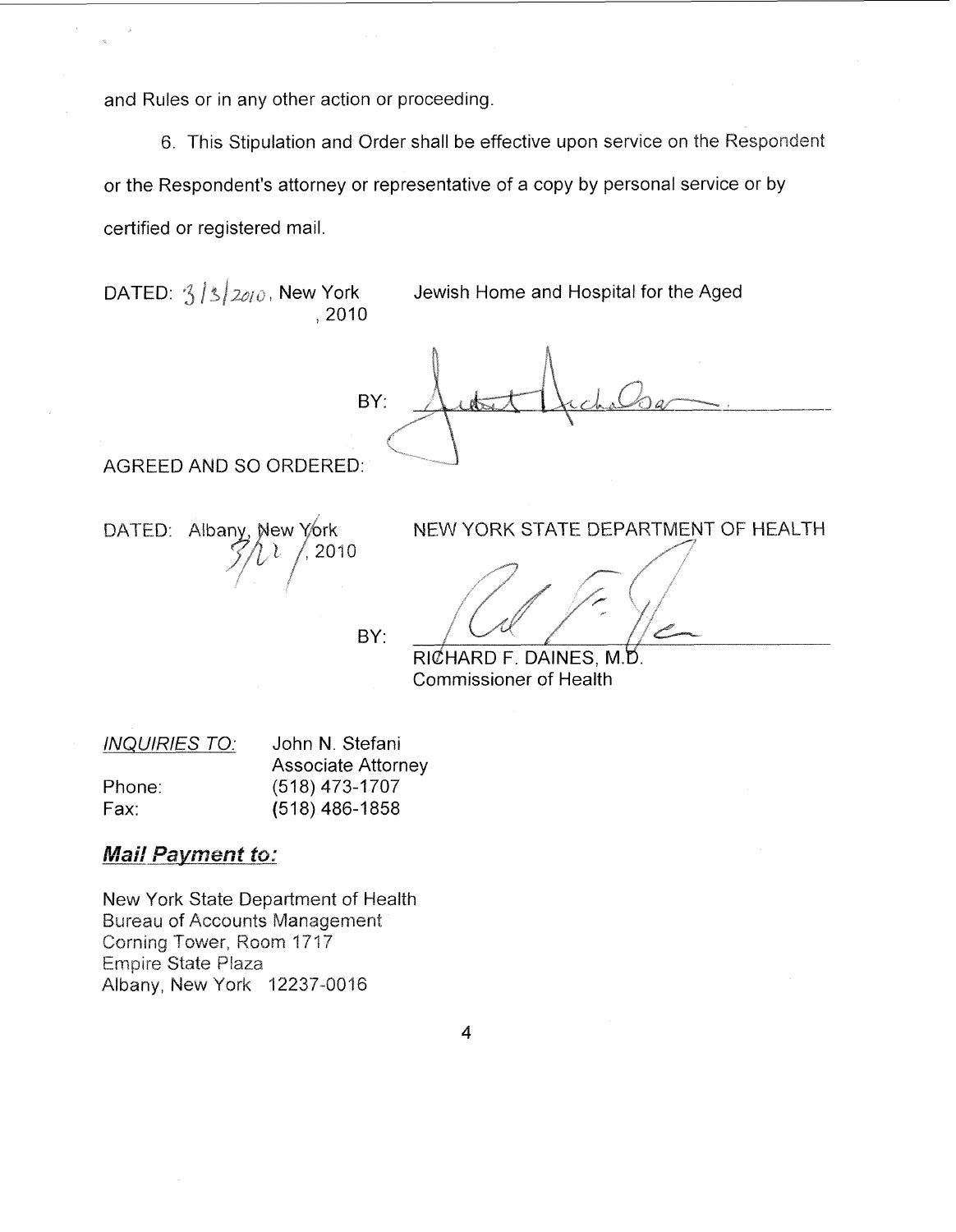and Rules or in any other action or proceeding.

6. This Stipulation and Order shall be effective upon service on the Respondent or the Respondent's attorney or representative of a copy by personal service or by certified or registered mail.

DATED: 3/3/2010, New York
, 2010

Jewish Home and Hospital for the Aged

BY: ______________________

AGREED AND SO ORDERED:

DATED: Albany, New York
3/22/, 2010

NEW YORK STATE DEPARTMENT OF HEALTH

BY: ______________________
RICHARD F. DAINES, M.D.
Commissioner of Health

| *INQUIRIES TO:* | John N. Stefani |
| --- | --- |
| | Associate Attorney |
| Phone: | (518) 473-1707 |
| Fax: | (518) 486-1858 |

***Mail Payment to:***

New York State Department of Health
Bureau of Accounts Management
Corning Tower, Room 1717
Empire State Plaza
Albany, New York 12237-0016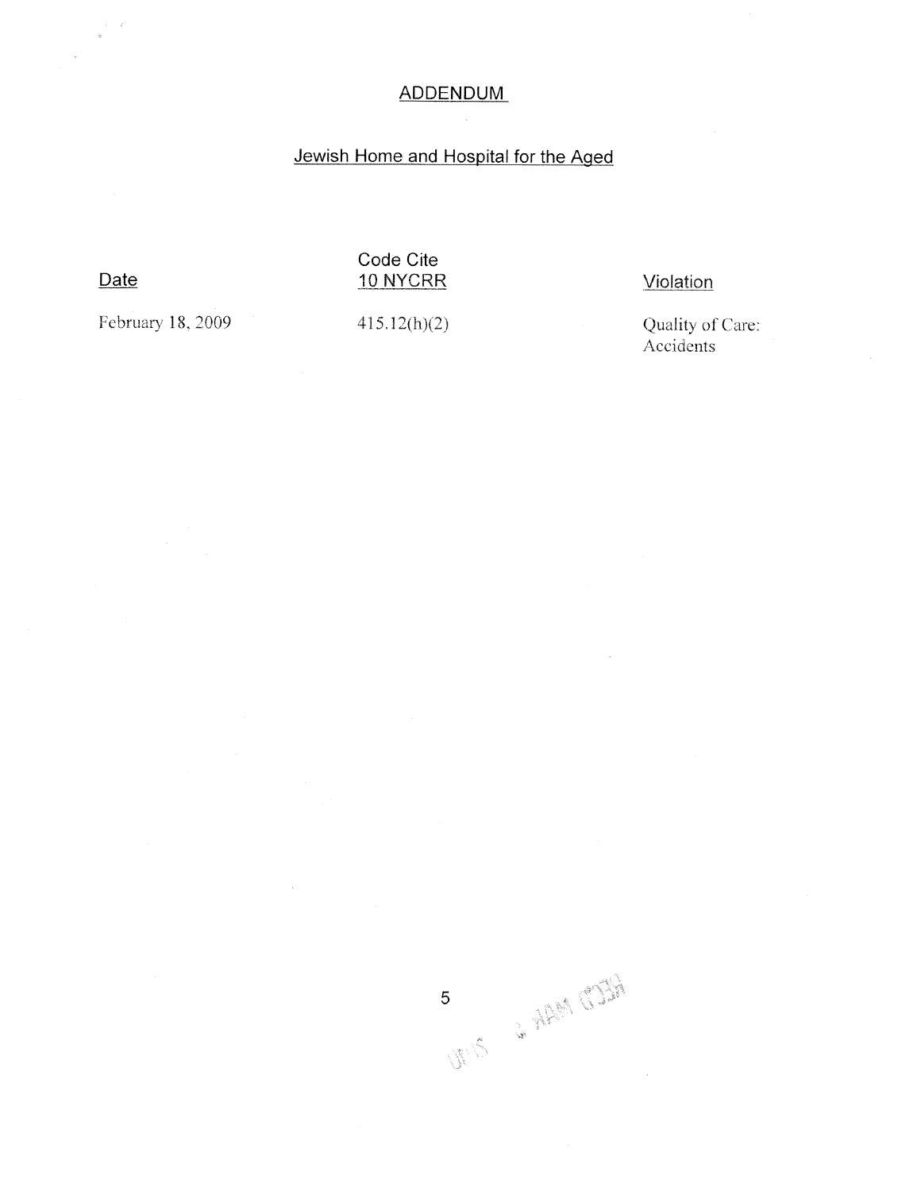# ADDENDUM

## Jewish Home and Hospital for the Aged

| Date | Code Cite 10 NYCRR | Violation |
|---|---|---|
| February 18, 2009 | 415.12(h)(2) | Quality of Care: Accidents |